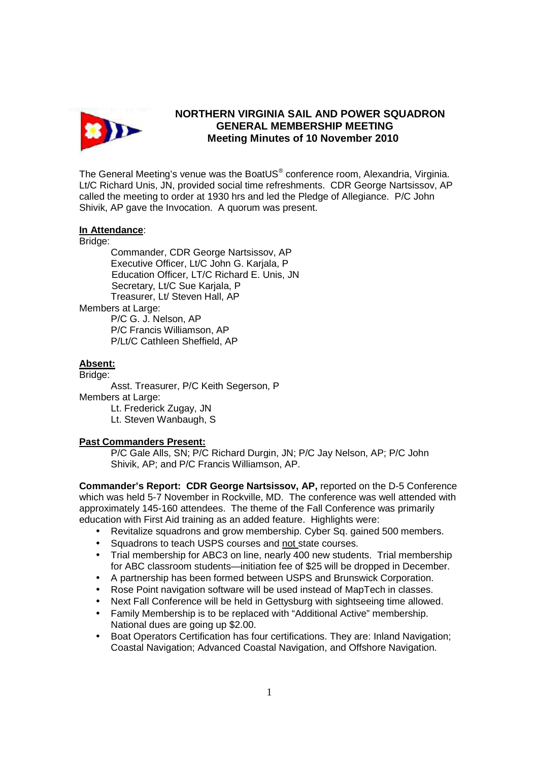**NORTHERN VIRGINIA SAIL AND POWER SQUADRON**
**GENERAL MEMBERSHIP MEETING**
**Meeting Minutes of 10 November 2010**

The General Meeting's venue was the BoatUS® conference room, Alexandria, Virginia. Lt/C Richard Unis, JN, provided social time refreshments. CDR George Nartsissov, AP called the meeting to order at 1930 hrs and led the Pledge of Allegiance. P/C John Shivik, AP gave the Invocation. A quorum was present.

**In Attendance**:

Bridge:

- Commander, CDR George Nartsissov, AP
- Executive Officer, Lt/C John G. Karjala, P
- Education Officer, LT/C Richard E. Unis, JN
- Secretary, Lt/C Sue Karjala, P
- Treasurer, Lt/ Steven Hall, AP

Members at Large:

- P/C G. J. Nelson, AP
- P/C Francis Williamson, AP
- P/Lt/C Cathleen Sheffield, AP

**Absent:**

Bridge:

- Asst. Treasurer, P/C Keith Segerson, P

Members at Large:

- Lt. Frederick Zugay, JN
- Lt. Steven Wanbaugh, S

**Past Commanders Present:**

P/C Gale Alls, SN; P/C Richard Durgin, JN; P/C Jay Nelson, AP; P/C John Shivik, AP; and P/C Francis Williamson, AP.

**Commander's Report: CDR George Nartsissov, AP,** reported on the D-5 Conference which was held 5-7 November in Rockville, MD. The conference was well attended with approximately 145-160 attendees. The theme of the Fall Conference was primarily education with First Aid training as an added feature. Highlights were:

- Revitalize squadrons and grow membership. Cyber Sq. gained 500 members.
- Squadrons to teach USPS courses and not state courses.
- Trial membership for ABC3 on line, nearly 400 new students. Trial membership for ABC classroom students—initiation fee of $25 will be dropped in December.
- A partnership has been formed between USPS and Brunswick Corporation.
- Rose Point navigation software will be used instead of MapTech in classes.
- Next Fall Conference will be held in Gettysburg with sightseeing time allowed.
- Family Membership is to be replaced with "Additional Active" membership. National dues are going up $2.00.
- Boat Operators Certification has four certifications. They are: Inland Navigation; Coastal Navigation; Advanced Coastal Navigation, and Offshore Navigation.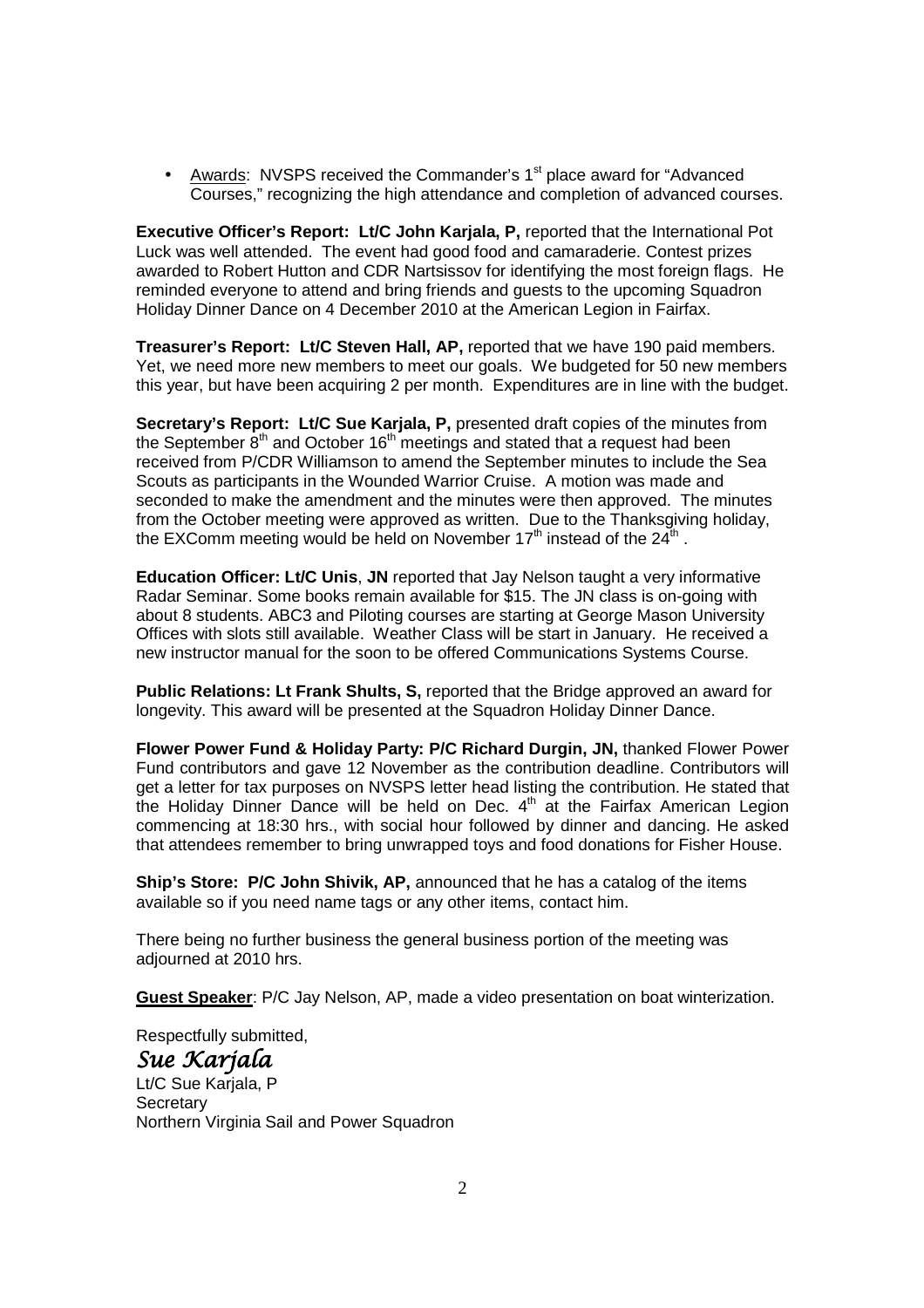- Awards: NVSPS received the Commander's 1st place award for "Advanced Courses," recognizing the high attendance and completion of advanced courses.

**Executive Officer's Report: Lt/C John Karjala, P,** reported that the International Pot Luck was well attended. The event had good food and camaraderie. Contest prizes awarded to Robert Hutton and CDR Nartsissov for identifying the most foreign flags. He reminded everyone to attend and bring friends and guests to the upcoming Squadron Holiday Dinner Dance on 4 December 2010 at the American Legion in Fairfax.

**Treasurer's Report: Lt/C Steven Hall, AP,** reported that we have 190 paid members. Yet, we need more new members to meet our goals. We budgeted for 50 new members this year, but have been acquiring 2 per month. Expenditures are in line with the budget.

**Secretary's Report: Lt/C Sue Karjala, P,** presented draft copies of the minutes from the September 8th and October 16th meetings and stated that a request had been received from P/CDR Williamson to amend the September minutes to include the Sea Scouts as participants in the Wounded Warrior Cruise. A motion was made and seconded to make the amendment and the minutes were then approved. The minutes from the October meeting were approved as written. Due to the Thanksgiving holiday, the EXComm meeting would be held on November 17th instead of the 24th .

**Education Officer: Lt/C Unis**, **JN** reported that Jay Nelson taught a very informative Radar Seminar. Some books remain available for $15. The JN class is on-going with about 8 students. ABC3 and Piloting courses are starting at George Mason University Offices with slots still available. Weather Class will be start in January. He received a new instructor manual for the soon to be offered Communications Systems Course.

**Public Relations: Lt Frank Shults, S,** reported that the Bridge approved an award for longevity. This award will be presented at the Squadron Holiday Dinner Dance.

**Flower Power Fund & Holiday Party: P/C Richard Durgin, JN,** thanked Flower Power Fund contributors and gave 12 November as the contribution deadline. Contributors will get a letter for tax purposes on NVSPS letter head listing the contribution. He stated that the Holiday Dinner Dance will be held on Dec. 4th at the Fairfax American Legion commencing at 18:30 hrs., with social hour followed by dinner and dancing. He asked that attendees remember to bring unwrapped toys and food donations for Fisher House.

**Ship's Store: P/C John Shivik, AP,** announced that he has a catalog of the items available so if you need name tags or any other items, contact him.

There being no further business the general business portion of the meeting was adjourned at 2010 hrs.

**Guest Speaker**: P/C Jay Nelson, AP, made a video presentation on boat winterization.

Respectfully submitted,

*Sue Karjala*

Lt/C Sue Karjala, P
Secretary
Northern Virginia Sail and Power Squadron